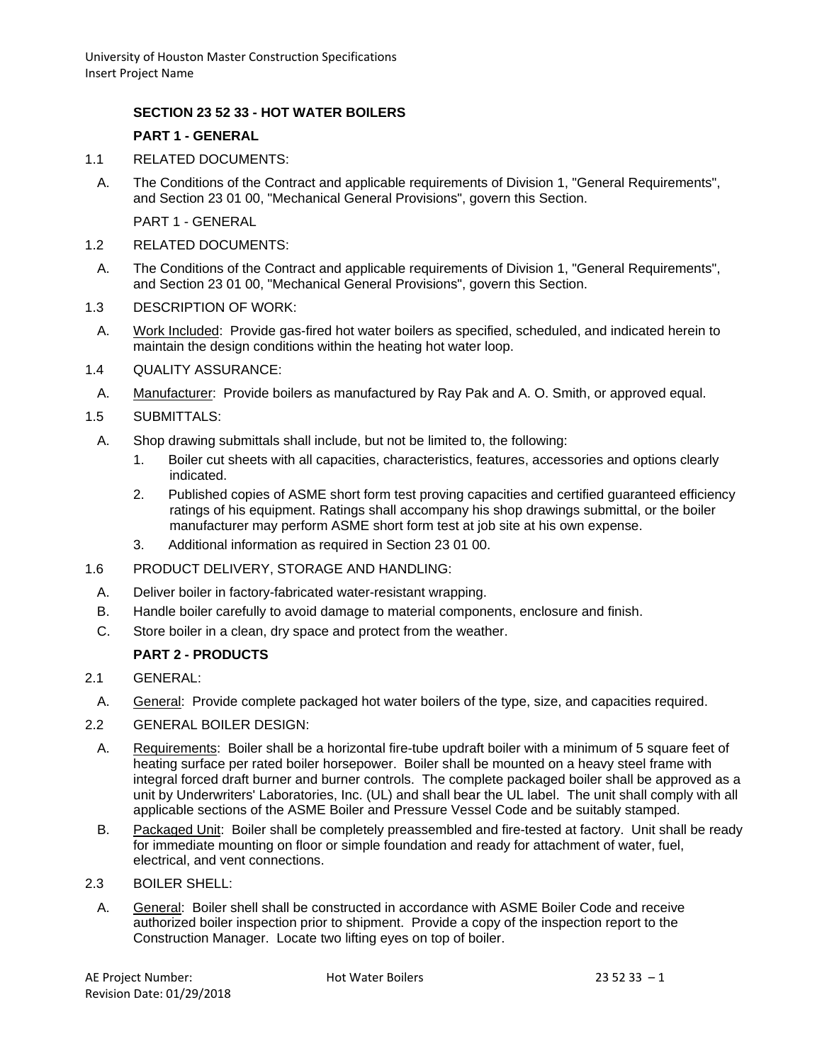## SECTION 23 52 33 - HOT WATER BOILERS

### PART 1 - GENERAL

1.1 RELATED DOCUMENTS:

A. The Conditions of the Contract and applicable requirements of Division 1, "General Requirements", and Section 23 01 00, "Mechanical General Provisions", govern this Section.

PART 1 - GENERAL

1.2 RELATED DOCUMENTS:

A. The Conditions of the Contract and applicable requirements of Division 1, "General Requirements", and Section 23 01 00, "Mechanical General Provisions", govern this Section.

1.3 DESCRIPTION OF WORK:

A. Work Included: Provide gas-fired hot water boilers as specified, scheduled, and indicated herein to maintain the design conditions within the heating hot water loop.

1.4 QUALITY ASSURANCE:

A. Manufacturer: Provide boilers as manufactured by Ray Pak and A. O. Smith, or approved equal.

1.5 SUBMITTALS:

A. Shop drawing submittals shall include, but not be limited to, the following:

1. Boiler cut sheets with all capacities, characteristics, features, accessories and options clearly indicated.
2. Published copies of ASME short form test proving capacities and certified guaranteed efficiency ratings of his equipment. Ratings shall accompany his shop drawings submittal, or the boiler manufacturer may perform ASME short form test at job site at his own expense.
3. Additional information as required in Section 23 01 00.

1.6 PRODUCT DELIVERY, STORAGE AND HANDLING:

A. Deliver boiler in factory-fabricated water-resistant wrapping.

B. Handle boiler carefully to avoid damage to material components, enclosure and finish.

C. Store boiler in a clean, dry space and protect from the weather.

### PART 2 - PRODUCTS

2.1 GENERAL:

A. General: Provide complete packaged hot water boilers of the type, size, and capacities required.

2.2 GENERAL BOILER DESIGN:

A. Requirements: Boiler shall be a horizontal fire-tube updraft boiler with a minimum of 5 square feet of heating surface per rated boiler horsepower. Boiler shall be mounted on a heavy steel frame with integral forced draft burner and burner controls. The complete packaged boiler shall be approved as a unit by Underwriters' Laboratories, Inc. (UL) and shall bear the UL label. The unit shall comply with all applicable sections of the ASME Boiler and Pressure Vessel Code and be suitably stamped.

B. Packaged Unit: Boiler shall be completely preassembled and fire-tested at factory. Unit shall be ready for immediate mounting on floor or simple foundation and ready for attachment of water, fuel, electrical, and vent connections.

2.3 BOILER SHELL:

A. General: Boiler shell shall be constructed in accordance with ASME Boiler Code and receive authorized boiler inspection prior to shipment. Provide a copy of the inspection report to the Construction Manager. Locate two lifting eyes on top of boiler.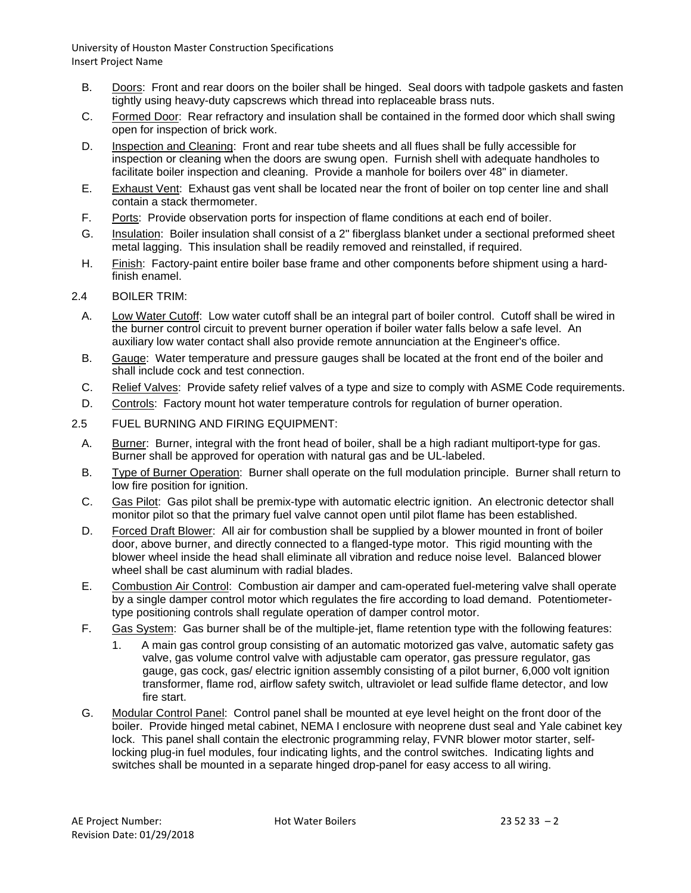B. Doors: Front and rear doors on the boiler shall be hinged. Seal doors with tadpole gaskets and fasten tightly using heavy-duty capscrews which thread into replaceable brass nuts.

C. Formed Door: Rear refractory and insulation shall be contained in the formed door which shall swing open for inspection of brick work.

D. Inspection and Cleaning: Front and rear tube sheets and all flues shall be fully accessible for inspection or cleaning when the doors are swung open. Furnish shell with adequate handholes to facilitate boiler inspection and cleaning. Provide a manhole for boilers over 48" in diameter.

E. Exhaust Vent: Exhaust gas vent shall be located near the front of boiler on top center line and shall contain a stack thermometer.

F. Ports: Provide observation ports for inspection of flame conditions at each end of boiler.

G. Insulation: Boiler insulation shall consist of a 2" fiberglass blanket under a sectional preformed sheet metal lagging. This insulation shall be readily removed and reinstalled, if required.

H. Finish: Factory-paint entire boiler base frame and other components before shipment using a hard-finish enamel.

2.4 BOILER TRIM:

A. Low Water Cutoff: Low water cutoff shall be an integral part of boiler control. Cutoff shall be wired in the burner control circuit to prevent burner operation if boiler water falls below a safe level. An auxiliary low water contact shall also provide remote annunciation at the Engineer's office.

B. Gauge: Water temperature and pressure gauges shall be located at the front end of the boiler and shall include cock and test connection.

C. Relief Valves: Provide safety relief valves of a type and size to comply with ASME Code requirements.

D. Controls: Factory mount hot water temperature controls for regulation of burner operation.

2.5 FUEL BURNING AND FIRING EQUIPMENT:

A. Burner: Burner, integral with the front head of boiler, shall be a high radiant multiport-type for gas. Burner shall be approved for operation with natural gas and be UL-labeled.

B. Type of Burner Operation: Burner shall operate on the full modulation principle. Burner shall return to low fire position for ignition.

C. Gas Pilot: Gas pilot shall be premix-type with automatic electric ignition. An electronic detector shall monitor pilot so that the primary fuel valve cannot open until pilot flame has been established.

D. Forced Draft Blower: All air for combustion shall be supplied by a blower mounted in front of boiler door, above burner, and directly connected to a flanged-type motor. This rigid mounting with the blower wheel inside the head shall eliminate all vibration and reduce noise level. Balanced blower wheel shall be cast aluminum with radial blades.

E. Combustion Air Control: Combustion air damper and cam-operated fuel-metering valve shall operate by a single damper control motor which regulates the fire according to load demand. Potentiometer-type positioning controls shall regulate operation of damper control motor.

F. Gas System: Gas burner shall be of the multiple-jet, flame retention type with the following features:

1. A main gas control group consisting of an automatic motorized gas valve, automatic safety gas valve, gas volume control valve with adjustable cam operator, gas pressure regulator, gas gauge, gas cock, gas/ electric ignition assembly consisting of a pilot burner, 6,000 volt ignition transformer, flame rod, airflow safety switch, ultraviolet or lead sulfide flame detector, and low fire start.

G. Modular Control Panel: Control panel shall be mounted at eye level height on the front door of the boiler. Provide hinged metal cabinet, NEMA I enclosure with neoprene dust seal and Yale cabinet key lock. This panel shall contain the electronic programming relay, FVNR blower motor starter, self-locking plug-in fuel modules, four indicating lights, and the control switches. Indicating lights and switches shall be mounted in a separate hinged drop-panel for easy access to all wiring.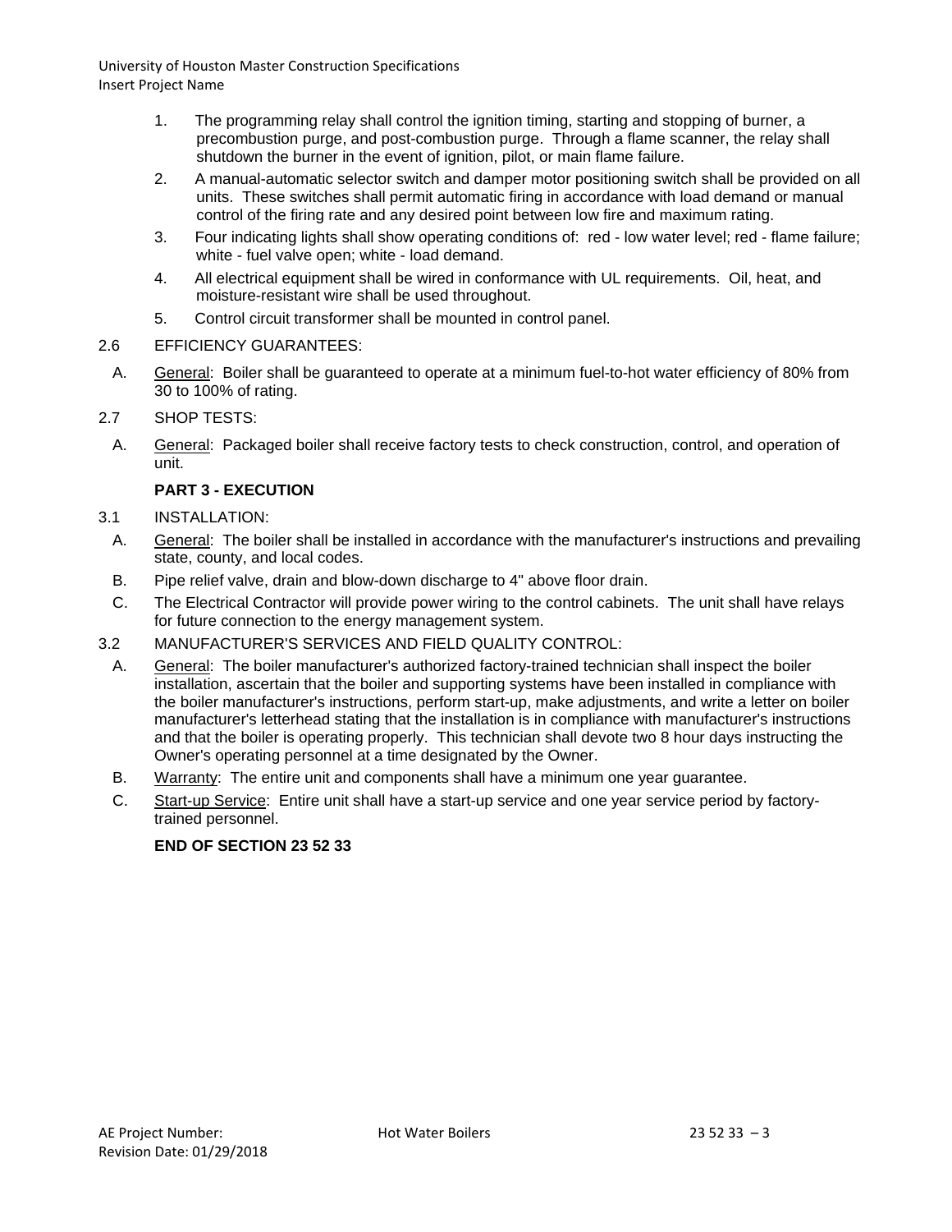1. The programming relay shall control the ignition timing, starting and stopping of burner, a precombustion purge, and post-combustion purge. Through a flame scanner, the relay shall shutdown the burner in the event of ignition, pilot, or main flame failure.
2. A manual-automatic selector switch and damper motor positioning switch shall be provided on all units. These switches shall permit automatic firing in accordance with load demand or manual control of the firing rate and any desired point between low fire and maximum rating.
3. Four indicating lights shall show operating conditions of: red - low water level; red - flame failure; white - fuel valve open; white - load demand.
4. All electrical equipment shall be wired in conformance with UL requirements. Oil, heat, and moisture-resistant wire shall be used throughout.
5. Control circuit transformer shall be mounted in control panel.

2.6 EFFICIENCY GUARANTEES:

A. General: Boiler shall be guaranteed to operate at a minimum fuel-to-hot water efficiency of 80% from 30 to 100% of rating.

2.7 SHOP TESTS:

A. General: Packaged boiler shall receive factory tests to check construction, control, and operation of unit.

## PART 3 - EXECUTION

3.1 INSTALLATION:

A. General: The boiler shall be installed in accordance with the manufacturer's instructions and prevailing state, county, and local codes.

B. Pipe relief valve, drain and blow-down discharge to 4" above floor drain.

C. The Electrical Contractor will provide power wiring to the control cabinets. The unit shall have relays for future connection to the energy management system.

3.2 MANUFACTURER'S SERVICES AND FIELD QUALITY CONTROL:

A. General: The boiler manufacturer's authorized factory-trained technician shall inspect the boiler installation, ascertain that the boiler and supporting systems have been installed in compliance with the boiler manufacturer's instructions, perform start-up, make adjustments, and write a letter on boiler manufacturer's letterhead stating that the installation is in compliance with manufacturer's instructions and that the boiler is operating properly. This technician shall devote two 8 hour days instructing the Owner's operating personnel at a time designated by the Owner.

B. Warranty: The entire unit and components shall have a minimum one year guarantee.

C. Start-up Service: Entire unit shall have a start-up service and one year service period by factory-trained personnel.

**END OF SECTION 23 52 33**